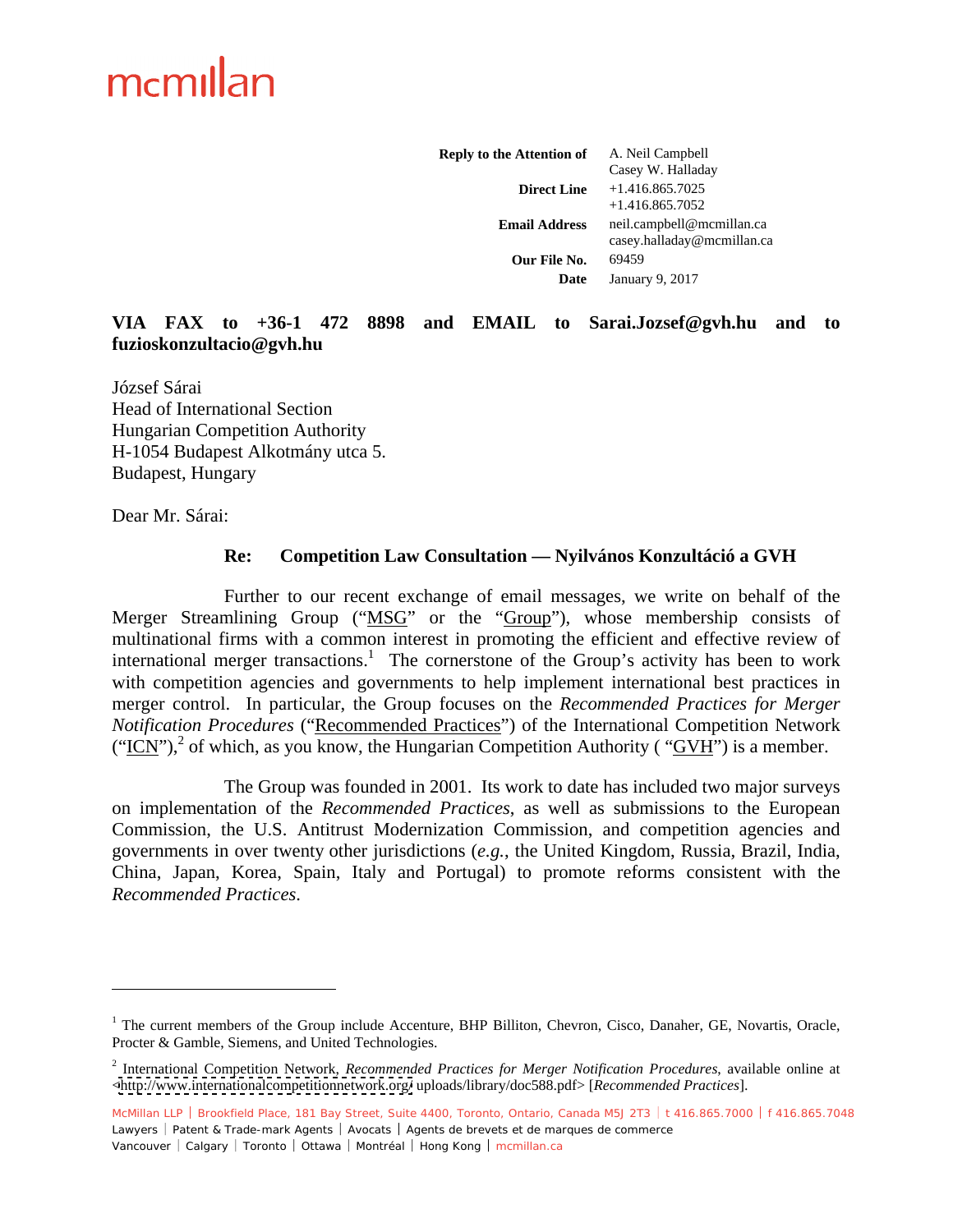mcmillan

| | |
|---|---|
| **Reply to the Attention of** | A. Neil Campbell<br>Casey W. Halladay |
| **Direct Line** | +1.416.865.7025<br>+1.416.865.7052 |
| **Email Address** | neil.campbell@mcmillan.ca<br>casey.halladay@mcmillan.ca |
| **Our File No.** | 69459 |
| **Date** | January 9, 2017 |

**VIA FAX to +36-1 472 8898 and EMAIL to Sarai.Jozsef@gvh.hu and to fuzioskonzultacio@gvh.hu**

József Sárai
Head of International Section
Hungarian Competition Authority
H-1054 Budapest Alkotmány utca 5.
Budapest, Hungary

Dear Mr. Sárai:

**Re: Competition Law Consultation — Nyilvános Konzultáció a GVH**

Further to our recent exchange of email messages, we write on behalf of the Merger Streamlining Group ("MSG" or the "Group"), whose membership consists of multinational firms with a common interest in promoting the efficient and effective review of international merger transactions.[1] The cornerstone of the Group's activity has been to work with competition agencies and governments to help implement international best practices in merger control. In particular, the Group focuses on the *Recommended Practices for Merger Notification Procedures* ("Recommended Practices") of the International Competition Network ("ICN"),[2] of which, as you know, the Hungarian Competition Authority ( "GVH") is a member.

The Group was founded in 2001. Its work to date has included two major surveys on implementation of the *Recommended Practices*, as well as submissions to the European Commission, the U.S. Antitrust Modernization Commission, and competition agencies and governments in over twenty other jurisdictions (*e.g.*, the United Kingdom, Russia, Brazil, India, China, Japan, Korea, Spain, Italy and Portugal) to promote reforms consistent with the *Recommended Practices*.

---

[1] The current members of the Group include Accenture, BHP Billiton, Chevron, Cisco, Danaher, GE, Novartis, Oracle, Procter & Gamble, Siemens, and United Technologies.

[2] International Competition Network, *Recommended Practices for Merger Notification Procedures*, available online at <http://www.internationalcompetitionnetwork.org/uploads/library/doc588.pdf> [*Recommended Practices*].

McMillan LLP | Brookfield Place, 181 Bay Street, Suite 4400, Toronto, Ontario, Canada M5J 2T3 | t 416.865.7000 | f 416.865.7048
Lawyers | Patent & Trade-mark Agents | Avocats | Agents de brevets et de marques de commerce
Vancouver | Calgary | Toronto | Ottawa | Montréal | Hong Kong | mcmillan.ca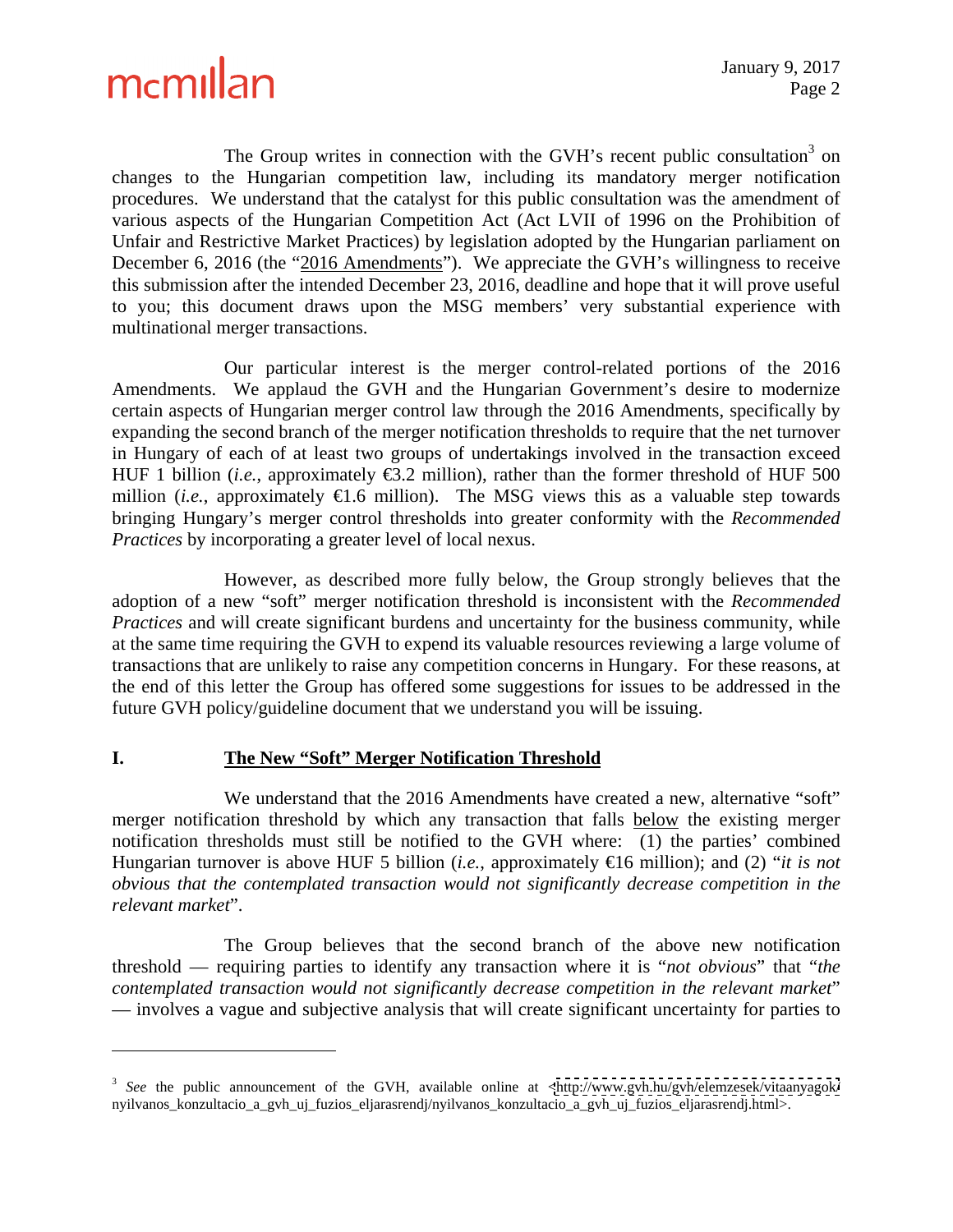The Group writes in connection with the GVH's recent public consultation[3] on changes to the Hungarian competition law, including its mandatory merger notification procedures. We understand that the catalyst for this public consultation was the amendment of various aspects of the Hungarian Competition Act (Act LVII of 1996 on the Prohibition of Unfair and Restrictive Market Practices) by legislation adopted by the Hungarian parliament on December 6, 2016 (the "<u>2016 Amendments</u>"). We appreciate the GVH's willingness to receive this submission after the intended December 23, 2016, deadline and hope that it will prove useful to you; this document draws upon the MSG members' very substantial experience with multinational merger transactions.

Our particular interest is the merger control-related portions of the 2016 Amendments. We applaud the GVH and the Hungarian Government's desire to modernize certain aspects of Hungarian merger control law through the 2016 Amendments, specifically by expanding the second branch of the merger notification thresholds to require that the net turnover in Hungary of each of at least two groups of undertakings involved in the transaction exceed HUF 1 billion (*i.e.*, approximately €3.2 million), rather than the former threshold of HUF 500 million (*i.e.*, approximately €1.6 million). The MSG views this as a valuable step towards bringing Hungary's merger control thresholds into greater conformity with the *Recommended Practices* by incorporating a greater level of local nexus.

However, as described more fully below, the Group strongly believes that the adoption of a new "soft" merger notification threshold is inconsistent with the *Recommended Practices* and will create significant burdens and uncertainty for the business community, while at the same time requiring the GVH to expend its valuable resources reviewing a large volume of transactions that are unlikely to raise any competition concerns in Hungary. For these reasons, at the end of this letter the Group has offered some suggestions for issues to be addressed in the future GVH policy/guideline document that we understand you will be issuing.

## I. <u>The New "Soft" Merger Notification Threshold</u>

We understand that the 2016 Amendments have created a new, alternative "soft" merger notification threshold by which any transaction that falls <u>below</u> the existing merger notification thresholds must still be notified to the GVH where: (1) the parties' combined Hungarian turnover is above HUF 5 billion (*i.e.*, approximately €16 million); and (2) "*it is not obvious that the contemplated transaction would not significantly decrease competition in the relevant market*".

The Group believes that the second branch of the above new notification threshold — requiring parties to identify any transaction where it is "*not obvious*" that "*the contemplated transaction would not significantly decrease competition in the relevant market*" — involves a vague and subjective analysis that will create significant uncertainty for parties to

---

[3] *See* the public announcement of the GVH, available online at <http://www.gvh.hu/gvh/elemzesek/vitaanyagok/nyilvanos_konzultacio_a_gvh_uj_fuzios_eljarasrendj/nyilvanos_konzultacio_a_gvh_uj_fuzios_eljarasrendj.html>.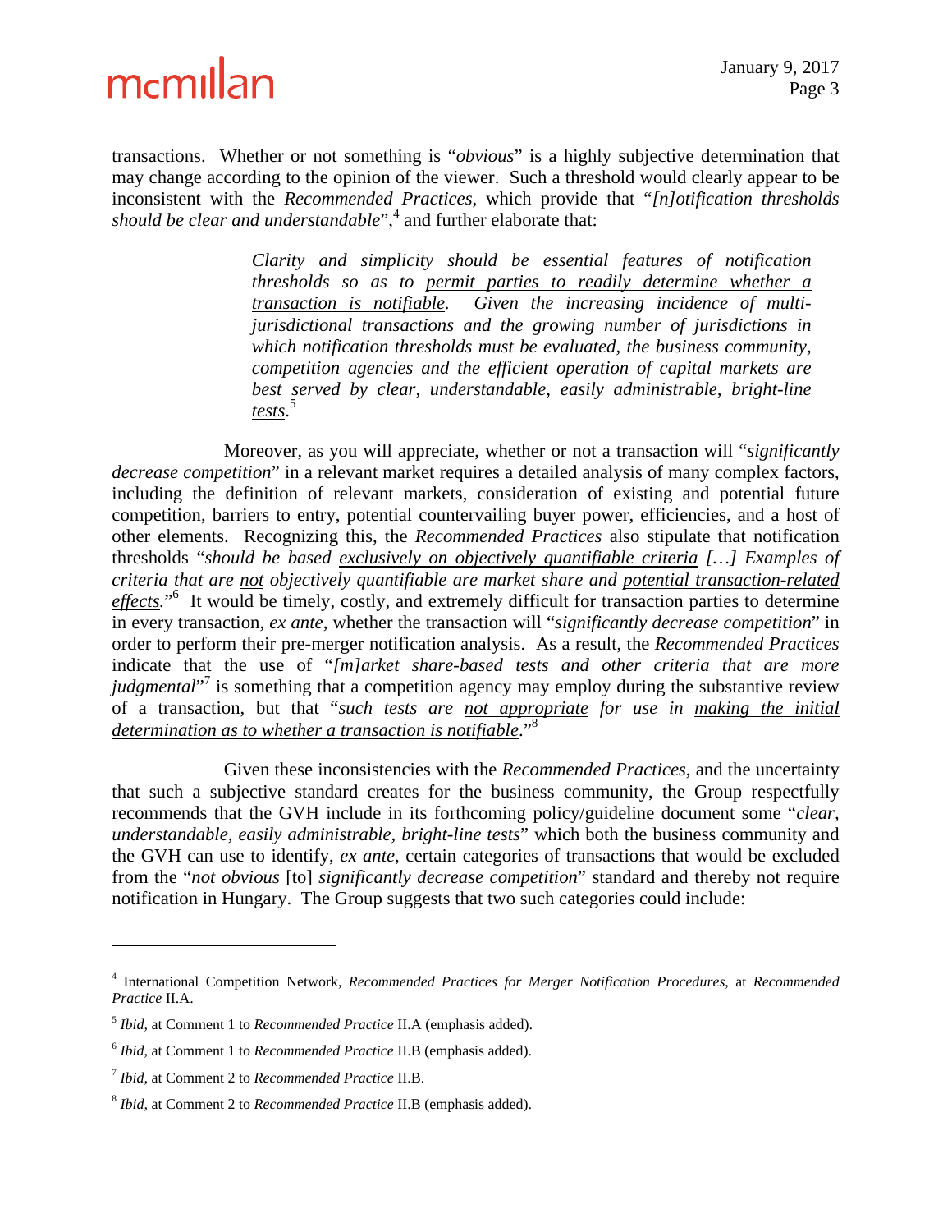transactions. Whether or not something is "*obvious*" is a highly subjective determination that may change according to the opinion of the viewer. Such a threshold would clearly appear to be inconsistent with the *Recommended Practices*, which provide that "*[n]otification thresholds should be clear and understandable*",[4] and further elaborate that:

> *<u>Clarity and simplicity</u> should be essential features of notification thresholds so as to <u>permit parties to readily determine whether a transaction is notifiable</u>. Given the increasing incidence of multi-jurisdictional transactions and the growing number of jurisdictions in which notification thresholds must be evaluated, the business community, competition agencies and the efficient operation of capital markets are best served by <u>clear, understandable, easily administrable, bright-line tests</u>.*[5]

Moreover, as you will appreciate, whether or not a transaction will "*significantly decrease competition*" in a relevant market requires a detailed analysis of many complex factors, including the definition of relevant markets, consideration of existing and potential future competition, barriers to entry, potential countervailing buyer power, efficiencies, and a host of other elements. Recognizing this, the *Recommended Practices* also stipulate that notification thresholds "*should be based <u>exclusively on objectively quantifiable criteria</u> […] Examples of criteria that are <u>not</u> objectively quantifiable are market share and <u>potential transaction-related effects</u>.*"[6] It would be timely, costly, and extremely difficult for transaction parties to determine in every transaction, *ex ante*, whether the transaction will "*significantly decrease competition*" in order to perform their pre-merger notification analysis. As a result, the *Recommended Practices* indicate that the use of "*[m]arket share-based tests and other criteria that are more judgmental*"[7] is something that a competition agency may employ during the substantive review of a transaction, but that "*such tests are <u>not appropriate</u> for use in <u>making the initial determination as to whether a transaction is notifiable</u>.*"[8]

Given these inconsistencies with the *Recommended Practices*, and the uncertainty that such a subjective standard creates for the business community, the Group respectfully recommends that the GVH include in its forthcoming policy/guideline document some "*clear, understandable, easily administrable, bright-line tests*" which both the business community and the GVH can use to identify, *ex ante*, certain categories of transactions that would be excluded from the "*not obvious* [to] *significantly decrease competition*" standard and thereby not require notification in Hungary. The Group suggests that two such categories could include:

---

[4] International Competition Network, *Recommended Practices for Merger Notification Procedures*, at *Recommended Practice* II.A.

[5] *Ibid,* at Comment 1 to *Recommended Practice* II.A (emphasis added).

[6] *Ibid,* at Comment 1 to *Recommended Practice* II.B (emphasis added).

[7] *Ibid,* at Comment 2 to *Recommended Practice* II.B.

[8] *Ibid,* at Comment 2 to *Recommended Practice* II.B (emphasis added).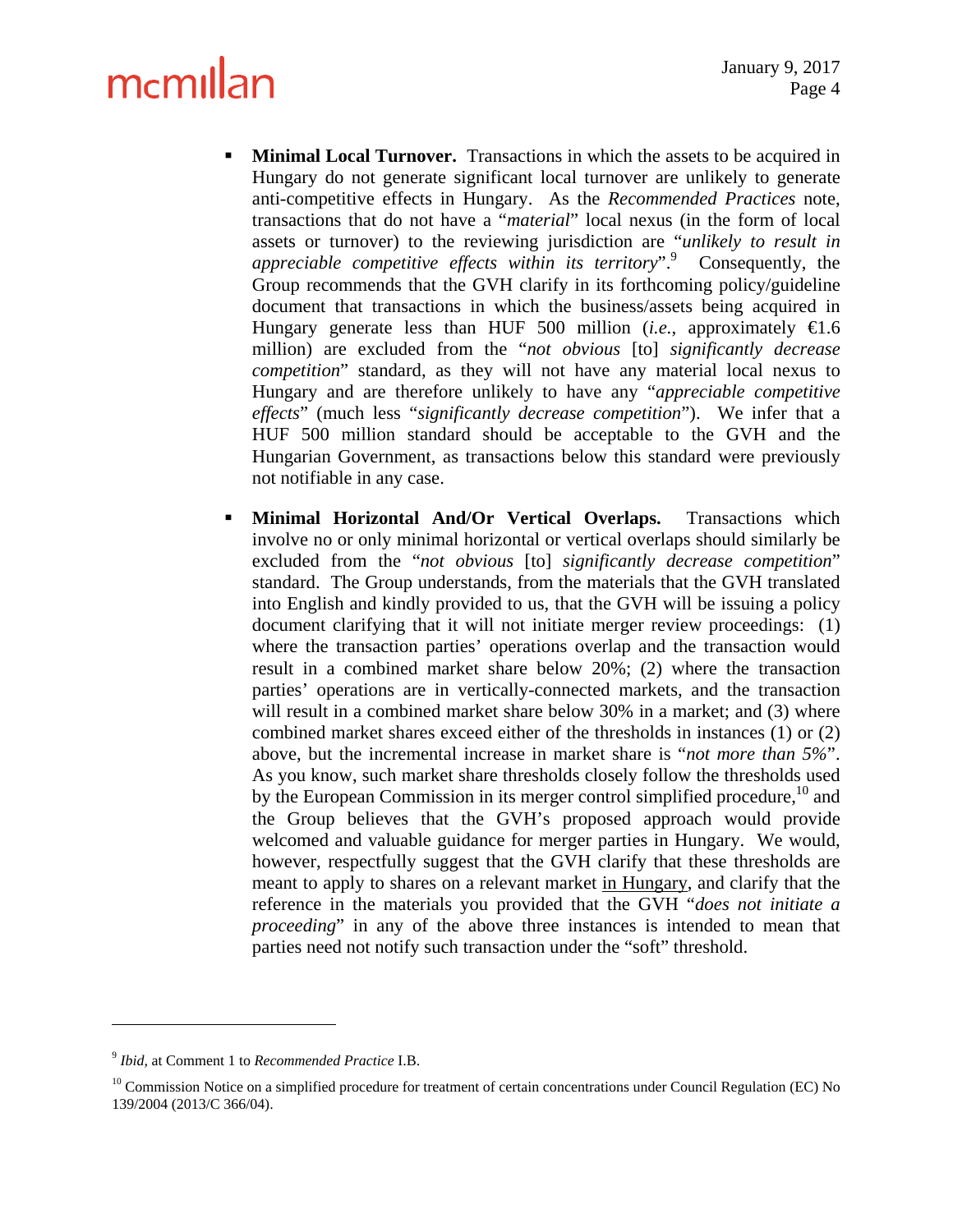- **Minimal Local Turnover.** Transactions in which the assets to be acquired in Hungary do not generate significant local turnover are unlikely to generate anti-competitive effects in Hungary. As the *Recommended Practices* note, transactions that do not have a "*material*" local nexus (in the form of local assets or turnover) to the reviewing jurisdiction are "*unlikely to result in appreciable competitive effects within its territory*".[9] Consequently, the Group recommends that the GVH clarify in its forthcoming policy/guideline document that transactions in which the business/assets being acquired in Hungary generate less than HUF 500 million (*i.e.*, approximately €1.6 million) are excluded from the "*not obvious* [to] *significantly decrease competition*" standard, as they will not have any material local nexus to Hungary and are therefore unlikely to have any "*appreciable competitive effects*" (much less "*significantly decrease competition*"). We infer that a HUF 500 million standard should be acceptable to the GVH and the Hungarian Government, as transactions below this standard were previously not notifiable in any case.

- **Minimal Horizontal And/Or Vertical Overlaps.** Transactions which involve no or only minimal horizontal or vertical overlaps should similarly be excluded from the "*not obvious* [to] *significantly decrease competition*" standard. The Group understands, from the materials that the GVH translated into English and kindly provided to us, that the GVH will be issuing a policy document clarifying that it will not initiate merger review proceedings: (1) where the transaction parties' operations overlap and the transaction would result in a combined market share below 20%; (2) where the transaction parties' operations are in vertically-connected markets, and the transaction will result in a combined market share below 30% in a market; and (3) where combined market shares exceed either of the thresholds in instances (1) or (2) above, but the incremental increase in market share is "*not more than 5%*". As you know, such market share thresholds closely follow the thresholds used by the European Commission in its merger control simplified procedure,[10] and the Group believes that the GVH's proposed approach would provide welcomed and valuable guidance for merger parties in Hungary. We would, however, respectfully suggest that the GVH clarify that these thresholds are meant to apply to shares on a relevant market <u>in Hungary</u>, and clarify that the reference in the materials you provided that the GVH "*does not initiate a proceeding*" in any of the above three instances is intended to mean that parties need not notify such transaction under the "soft" threshold.

---

[9] *Ibid*, at Comment 1 to *Recommended Practice* I.B.

[10] Commission Notice on a simplified procedure for treatment of certain concentrations under Council Regulation (EC) No 139/2004 (2013/C 366/04).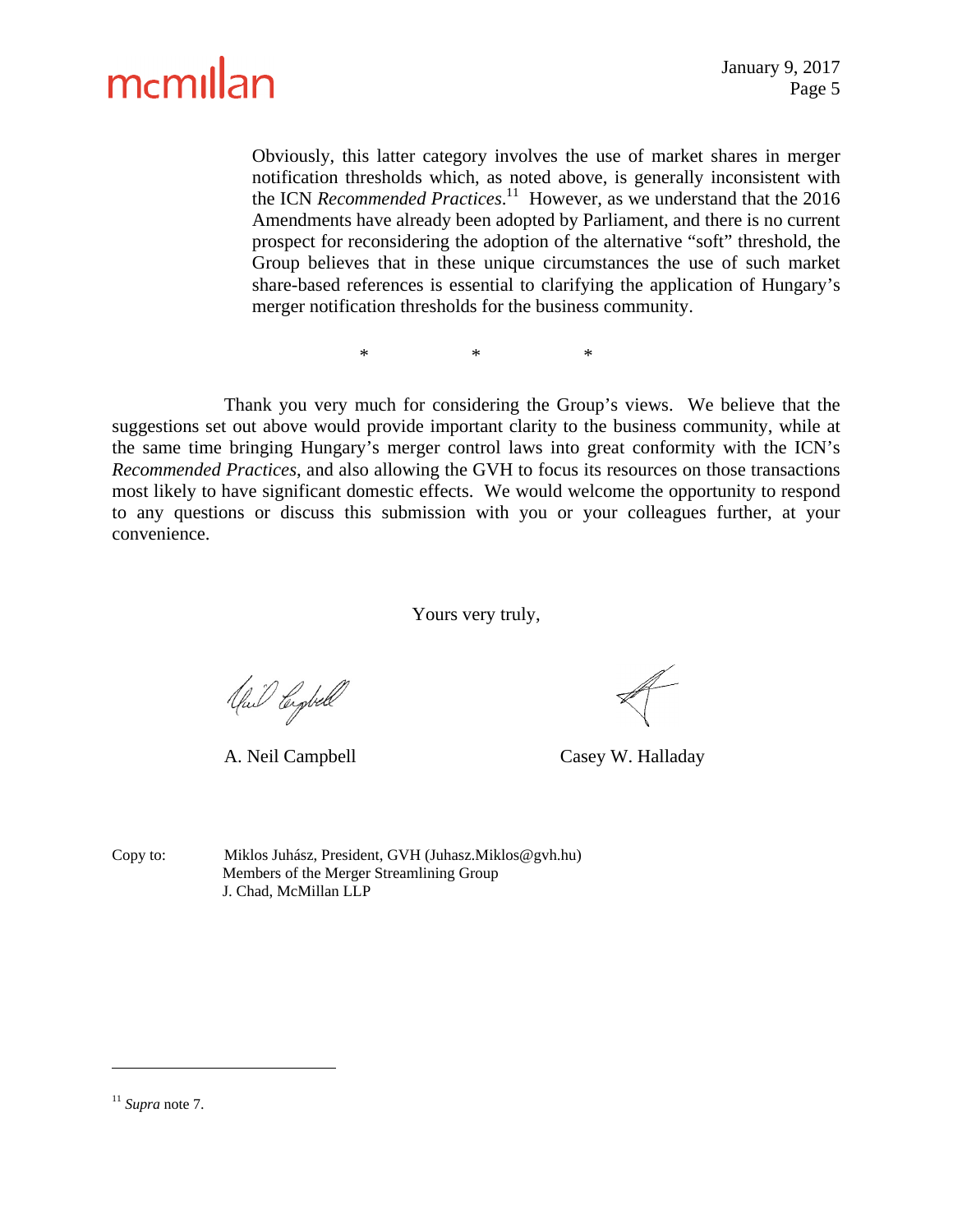Obviously, this latter category involves the use of market shares in merger notification thresholds which, as noted above, is generally inconsistent with the ICN *Recommended Practices*.[11] However, as we understand that the 2016 Amendments have already been adopted by Parliament, and there is no current prospect for reconsidering the adoption of the alternative "soft" threshold, the Group believes that in these unique circumstances the use of such market share-based references is essential to clarifying the application of Hungary's merger notification thresholds for the business community.

\*　　　\*　　　\*

Thank you very much for considering the Group's views. We believe that the suggestions set out above would provide important clarity to the business community, while at the same time bringing Hungary's merger control laws into great conformity with the ICN's *Recommended Practices*, and also allowing the GVH to focus its resources on those transactions most likely to have significant domestic effects. We would welcome the opportunity to respond to any questions or discuss this submission with you or your colleagues further, at your convenience.

Yours very truly,

A. Neil Campbell　　　　　　Casey W. Halladay

Copy to: Miklos Juhász, President, GVH (Juhasz.Miklos@gvh.hu)
Members of the Merger Streamlining Group
J. Chad, McMillan LLP

---

[11] *Supra* note 7.